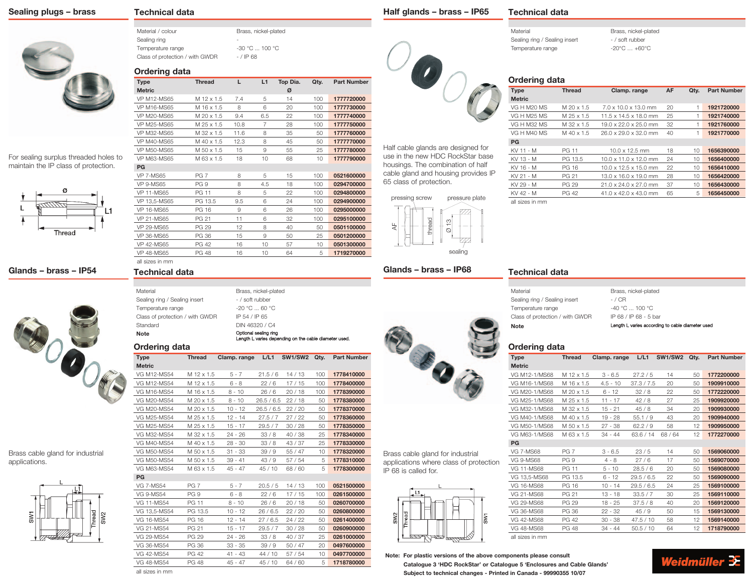## Sealing plugs – brass

For sealing surplus threaded holes to maintain the IP class of protection.

### Technical data

| | |
|---|---|
| Material / colour | Brass, nickel-plated |
| Sealing ring | - |
| Temperature range | -30 °C ... 100 °C |
| Class of protection / with GWDR | - / IP 68 |

### Ordering data

| Type | Thread | L | L1 | Top Dia. Ø | Qty. | Part Number |
|---|---|---|---|---|---|---|
| **Metric** | | | | | | |
| VP M12-MS65 | M 12 x 1.5 | 7.4 | 5 | 14 | 100 | **1777720000** |
| VP M16-MS65 | M 16 x 1.5 | 8 | 6 | 20 | 100 | **1777730000** |
| VP M20-MS65 | M 20 x 1.5 | 9.4 | 6.5 | 22 | 100 | **1777740000** |
| VP M25-MS65 | M 25 x 1.5 | 10.8 | 7 | 28 | 100 | **1777750000** |
| VP M32-MS65 | M 32 x 1.5 | 11.6 | 8 | 35 | 50 | **1777760000** |
| VP M40-MS65 | M 40 x 1.5 | 12.3 | 8 | 45 | 50 | **1777770000** |
| VP M50-MS65 | M 50 x 1.5 | 15 | 9 | 55 | 25 | **1777780000** |
| VP M63-MS65 | M 63 x 1.5 | 18 | 10 | 68 | 10 | **1777790000** |
| **PG** | | | | | | |
| VP 7-MS65 | PG 7 | 8 | 5 | 15 | 100 | **0521600000** |
| VP 9-MS65 | PG 9 | 8 | 4.5 | 18 | 100 | **0294700000** |
| VP 11-MS65 | PG 11 | 8 | 5 | 22 | 100 | **0294800000** |
| VP 13,5-MS65 | PG 13.5 | 9.5 | 6 | 24 | 100 | **0294900000** |
| VP 16-MS65 | PG 16 | 9 | 6 | 26 | 100 | **0295000000** |
| VP 21-MS65 | PG 21 | 11 | 6 | 32 | 100 | **0295100000** |
| VP 29-MS65 | PG 29 | 12 | 8 | 40 | 50 | **0501100000** |
| VP 36-MS65 | PG 36 | 15 | 9 | 50 | 25 | **0501200000** |
| VP 42-MS65 | PG 42 | 16 | 10 | 57 | 10 | **0501300000** |
| VP 48-MS65 | PG 48 | 16 | 10 | 64 | 5 | **1719270000** |

all sizes in mm

## Glands – brass – IP54

Brass cable gland for industrial applications.

### Technical data

| | |
|---|---|
| Material | Brass, nickel-plated |
| Sealing ring / Sealing insert | - / soft rubber |
| Temperature range | -20 °C ... 60 °C |
| Class of protection / with GWDR | IP 54 / IP 65 |
| Standard | DIN 46320 / C4 |
| **Note** | Optional sealing ring. Length L varies depending on the cable diameter used. |

### Ordering data

| Type | Thread | Clamp. range | L/L1 | SW1/SW2 | Qty. | Part Number |
|---|---|---|---|---|---|---|
| **Metric** | | | | | | |
| VG M12-MS54 | M 12 x 1.5 | 5 - 7 | 21.5 / 6 | 14 / 13 | 100 | **1778410000** |
| VG M12-MS54 | M 12 x 1.5 | 6 - 8 | 22 / 6 | 17 / 15 | 100 | **1778400000** |
| VG M16-MS54 | M 16 x 1.5 | 8 - 10 | 26 / 6 | 20 / 18 | 100 | **1778390000** |
| VG M20-MS54 | M 20 x 1.5 | 8 - 10 | 26.5 / 6.5 | 22 / 18 | 50 | **1778380000** |
| VG M20-MS54 | M 20 x 1.5 | 10 - 12 | 26.5 / 6.5 | 22 / 20 | 50 | **1778370000** |
| VG M25-MS54 | M 25 x 1.5 | 12 - 14 | 27.5 / 7 | 27 / 22 | 50 | **1778360000** |
| VG M25-MS54 | M 25 x 1.5 | 15 - 17 | 29.5 / 7 | 30 / 28 | 50 | **1778350000** |
| VG M32-MS54 | M 32 x 1.5 | 24 - 26 | 33 / 8 | 40 / 38 | 25 | **1778340000** |
| VG M40-MS54 | M 40 x 1.5 | 28 - 30 | 33 / 8 | 43 / 37 | 25 | **1778330000** |
| VG M50-MS54 | M 50 x 1.5 | 31 - 33 | 39 / 9 | 55 / 47 | 10 | **1778320000** |
| VG M50-MS54 | M 50 x 1.5 | 39 - 41 | 43 / 9 | 57 / 54 | 5 | **1778310000** |
| VG M63-MS54 | M 63 x 1.5 | 45 - 47 | 45 / 10 | 68 / 60 | 5 | **1778300000** |
| **PG** | | | | | | |
| VG 7-MS54 | PG 7 | 5 - 7 | 20.5 / 5 | 14 / 13 | 100 | **0521500000** |
| VG 9-MS54 | PG 9 | 6 - 8 | 22 / 6 | 17 / 15 | 100 | **0261500000** |
| VG 11-MS54 | PG 11 | 8 - 10 | 26 / 6 | 20 / 18 | 50 | **0260700000** |
| VG 13,5-MS54 | PG 13.5 | 10 - 12 | 26 / 6.5 | 22 / 20 | 50 | **0260800000** |
| VG 16-MS54 | PG 16 | 12 - 14 | 27 / 6.5 | 24 / 22 | 50 | **0261400000** |
| VG 21-MS54 | PG 21 | 15 - 17 | 29.5 / 7 | 30 / 28 | 50 | **0260900000** |
| VG 29-MS54 | PG 29 | 24 - 26 | 33 / 8 | 40 / 37 | 25 | **0261000000** |
| VG 36-MS54 | PG 36 | 33 - 35 | 39 / 9 | 50 / 47 | 20 | **0497600000** |
| VG 42-MS54 | PG 42 | 41 - 43 | 44 / 10 | 57 / 54 | 10 | **0497700000** |
| VG 48-MS54 | PG 48 | 45 - 47 | 45 / 10 | 64 / 60 | 5 | **1718780000** |

all sizes in mm

## Half glands – brass – IP65

Half cable glands are designed for use in the new HDC RockStar base housings. The combination of half cable gland and housing provides IP 65 class of protection.

### Technical data

| | |
|---|---|
| Material | Brass, nickel-plated |
| Sealing ring / Sealing insert | - / soft rubber |
| Temperature range | -20°C … +60°C |

### Ordering data

| Type | Thread | Clamp. range | AF | Qty. | Part Number |
|---|---|---|---|---|---|
| **Metric** | | | | | |
| VG H M20 MS | M 20 x 1.5 | 7.0 x 10.0 x 13.0 mm | 20 | 1 | **1921720000** |
| VG H M25 MS | M 25 x 1.5 | 11.5 x 14.5 x 18.0 mm | 25 | 1 | **1921740000** |
| VG H M32 MS | M 32 x 1.5 | 19.0 x 22.0 x 25.0 mm | 32 | 1 | **1921760000** |
| VG H M40 MS | M 40 x 1.5 | 26.0 x 29.0 x 32.0 mm | 40 | 1 | **1921770000** |
| **PG** | | | | | |
| KV 11 - M | PG 11 | 10.0 x 12.5 mm | 18 | 10 | **1656390000** |
| KV 13 - M | PG 13.5 | 10.0 x 11.0 x 12.0 mm | 24 | 10 | **1656400000** |
| KV 16 - M | PG 16 | 10.0 x 12.5 x 15.0 mm | 22 | 10 | **1656410000** |
| KV 21 - M | PG 21 | 13.0 x 16.0 x 19.0 mm | 28 | 10 | **1656420000** |
| KV 29 - M | PG 29 | 21.0 x 24.0 x 27.0 mm | 37 | 10 | **1656430000** |
| KV 42 - M | PG 42 | 41.0 x 42.0 x 43.0 mm | 65 | 5 | **1656450000** |

all sizes in mm

## Glands – brass – IP68

Brass cable gland for industrial applications where class of protection IP 68 is called for.

### Technical data

| | |
|---|---|
| Material | Brass, nickel-plated |
| Sealing ring / Sealing insert | - / CR |
| Temperature range | -40 °C ... 100 °C |
| Class of protection / with GWDR | IP 68 / IP 68 - 5 bar |
| **Note** | Length L varies according to cable diameter used |

### Ordering data

| Type | Thread | Clamp. range | L/L1 | SW1/SW2 | Qty. | Part Number |
|---|---|---|---|---|---|---|
| **Metric** | | | | | | |
| VG M12-1/MS68 | M 12 x 1.5 | 3 - 6.5 | 27.2 / 5 | 14 | 50 | **1772200000** |
| VG M16-1/MS68 | M 16 x 1.5 | 4.5 - 10 | 37.3 / 7.5 | 20 | 50 | **1909910000** |
| VG M20-1/MS68 | M 20 x 1.5 | 6 - 12 | 32 / 8 | 22 | 50 | **1772220000** |
| VG M25-1/MS68 | M 25 x 1.5 | 11 - 17 | 42 / 8 | 27 | 25 | **1909920000** |
| VG M32-1/MS68 | M 32 x 1.5 | 15 - 21 | 45 / 8 | 34 | 20 | **1909930000** |
| VG M40-1/MS68 | M 40 x 1.5 | 19 - 28 | 55.1 / 9 | 43 | 20 | **1909940000** |
| VG M50-1/MS68 | M 50 x 1.5 | 27 - 38 | 62.2 / 9 | 58 | 12 | **1909950000** |
| VG M63-1/MS68 | M 63 x 1.5 | 34 - 44 | 63.6 / 14 | 68 / 64 | 12 | **1772270000** |
| **PG** | | | | | | |
| VG 7-MS68 | PG 7 | 3 - 6.5 | 23 / 5 | 14 | 50 | **1569060000** |
| VG 9-MS68 | PG 9 | 4 - 8 | 27 / 6 | 17 | 50 | **1569070000** |
| VG 11-MS68 | PG 11 | 5 - 10 | 28.5 / 6 | 20 | 50 | **1569080000** |
| VG 13,5-MS68 | PG 13.5 | 6 - 12 | 29.5 / 6.5 | 22 | 50 | **1569090000** |
| VG 16-MS68 | PG 16 | 10 - 14 | 29.5 / 6.5 | 24 | 25 | **1569100000** |
| VG 21-MS68 | PG 21 | 13 - 18 | 33.5 / 7 | 30 | 25 | **1569110000** |
| VG 29-MS68 | PG 29 | 18 - 25 | 37.5 / 8 | 40 | 20 | **1569120000** |
| VG 36-MS68 | PG 36 | 22 - 32 | 45 / 9 | 50 | 15 | **1569130000** |
| VG 42-MS68 | PG 42 | 30 - 38 | 47.5 / 10 | 58 | 12 | **1569140000** |
| VG 48-MS68 | PG 48 | 34 - 44 | 50.5 / 10 | 64 | 12 | **1718790000** |

all sizes in mm

**Note: For plastic versions of the above components please consult Catalogue 3 'HDC RockStar' or Catalogue 5 'Enclosures and Cable Glands'**

**Subject to technical changes - Printed in Canada - 99990355 10/07**

Weidmüller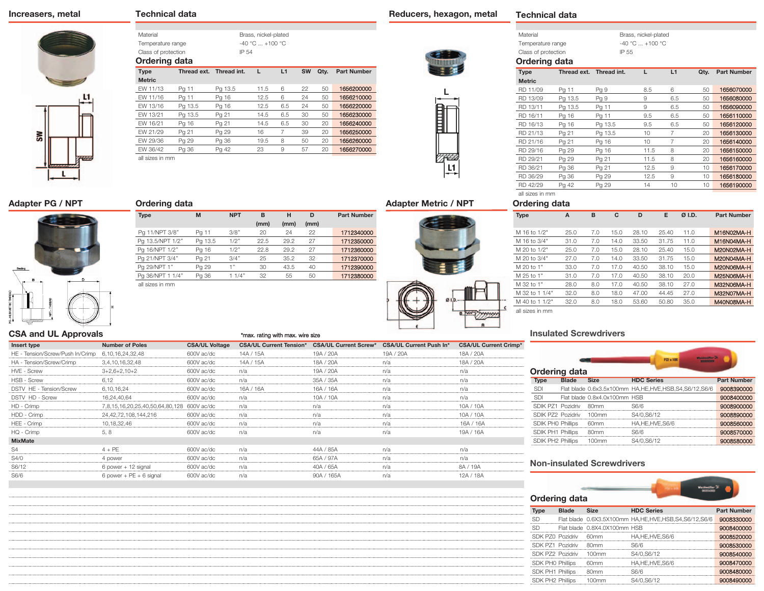## Increasers, metal

### Technical data

| | |
|---|---|
| Material | Brass, nickel-plated |
| Temperature range | -40 °C ... +100 °C |
| Class of protection | IP 54 |

### Ordering data

| Type | Thread ext. | Thread int. | L | L1 | SW | Qty. | Part Number |
|---|---|---|---|---|---|---|---|
| **Metric** | | | | | | | |
| EW 11/13 | Pg 11 | Pg 13.5 | 11.5 | 6 | 22 | 50 | 1656200000 |
| EW 11/16 | Pg 11 | Pg 16 | 12.5 | 6 | 24 | 50 | 1656210000 |
| EW 13/16 | Pg 13.5 | Pg 16 | 12.5 | 6.5 | 24 | 50 | 1656220000 |
| EW 13/21 | Pg 13.5 | Pg 21 | 14.5 | 6.5 | 30 | 50 | 1656230000 |
| EW 16/21 | Pg 16 | Pg 21 | 14.5 | 6.5 | 30 | 20 | 1656240000 |
| EW 21/29 | Pg 21 | Pg 29 | 16 | 7 | 39 | 20 | 1656250000 |
| EW 29/36 | Pg 29 | Pg 36 | 19.5 | 8 | 50 | 20 | 1656260000 |
| EW 36/42 | Pg 36 | Pg 42 | 23 | 9 | 57 | 20 | 1656270000 |

all sizes in mm

## Reducers, hexagon, metal

### Technical data

| | |
|---|---|
| Material | Brass, nickel-plated |
| Temperature range | -40 °C ... +100 °C |
| Class of protection | IP 55 |

### Ordering data

| Type | Thread ext. | Thread int. | L | L1 | Qty. | Part Number |
|---|---|---|---|---|---|---|
| **Metric** | | | | | | |
| RD 11/09 | Pg 11 | Pg 9 | 8.5 | 6 | 50 | 1656070000 |
| RD 13/09 | Pg 13.5 | Pg 9 | 9 | 6.5 | 50 | 1656080000 |
| RD 13/11 | Pg 13.5 | Pg 11 | 9 | 6.5 | 50 | 1656090000 |
| RD 16/11 | Pg 16 | Pg 11 | 9.5 | 6.5 | 50 | 1656110000 |
| RD 16/13 | Pg 16 | Pg 13.5 | 9.5 | 6.5 | 50 | 1656120000 |
| RD 21/13 | Pg 21 | Pg 13.5 | 10 | 7 | 20 | 1656130000 |
| RD 21/16 | Pg 21 | Pg 16 | 10 | 7 | 20 | 1656140000 |
| RD 29/16 | Pg 29 | Pg 16 | 11.5 | 8 | 20 | 1656150000 |
| RD 29/21 | Pg 29 | Pg 21 | 11.5 | 8 | 20 | 1656160000 |
| RD 36/21 | Pg 36 | Pg 21 | 12.5 | 9 | 10 | 1656170000 |
| RD 36/29 | Pg 36 | Pg 29 | 12.5 | 9 | 10 | 1656180000 |
| RD 42/29 | Pg 42 | Pg 29 | 14 | 10 | 10 | 1656190000 |

all sizes in mm

## Adapter PG / NPT

### Ordering data

| Type | M | NPT | B (mm) | H (mm) | D (mm) | Part Number |
|---|---|---|---|---|---|---|
| Pg 11/NPT 3/8" | Pg 11 | 3/8" | 20 | 24 | 22 | 1712340000 |
| Pg 13.5/NPT 1/2" | Pg 13.5 | 1/2" | 22.5 | 29.2 | 27 | 1712350000 |
| Pg 16/NPT 1/2" | Pg 16 | 1/2" | 22.8 | 29.2 | 27 | 1712360000 |
| Pg 21/NPT 3/4" | Pg 21 | 3/4" | 25 | 35.2 | 32 | 1712370000 |
| Pg 29/NPT 1" | Pg 29 | 1" | 30 | 43.5 | 40 | 1712390000 |
| Pg 36/NPT 1 1/4" | Pg 36 | 1 1/4" | 32 | 55 | 50 | 1712380000 |

all sizes in mm

## Adapter Metric / NPT

### Ordering data

| Type | A | B | C | D | E | Ø I.D. | Part Number |
|---|---|---|---|---|---|---|---|
| M 16 to 1/2" | 25.0 | 7.0 | 15.0 | 28.10 | 25.40 | 11.0 | M16N02MA-H |
| M 16 to 3/4" | 31.0 | 7.0 | 14.0 | 33.50 | 31.75 | 11.0 | M16N04MA-H |
| M 20 to 1/2" | 25.0 | 7.0 | 15.0 | 28.10 | 25.40 | 15.0 | M20N02MA-H |
| M 20 to 3/4" | 27.0 | 7.0 | 14.0 | 33.50 | 31.75 | 15.0 | M20N04MA-H |
| M 20 to 1" | 33.0 | 7.0 | 17.0 | 40.50 | 38.10 | 15.0 | M20N06MA-H |
| M 25 to 1" | 31.0 | 7.0 | 17.0 | 40.50 | 38.10 | 20.0 | M25N06MA-H |
| M 32 to 1" | 28.0 | 8.0 | 17.0 | 40.50 | 38.10 | 27.0 | M32N06MA-H |
| M 32 to 1 1/4" | 32.0 | 8.0 | 18.0 | 47.00 | 44.45 | 27.0 | M32N07MA-H |
| M 40 to 1 1/2" | 32.0 | 8.0 | 18.0 | 53.60 | 50.80 | 35.0 | M40N08MA-H |

all sizes in mm

## CSA and UL Approvals

*max. rating with max. wire size

| Insert type | Number of Poles | CSA/UL Voltage | CSA/UL Current Tension* | CSA/UL Current Screw* | CSA/UL Current Push In* | CSA/UL Current Crimp* |
|---|---|---|---|---|---|---|
| HE - Tension/Screw/Push In/Crimp | 6,10,16,24,32,48 | 600V ac/dc | 14A / 15A | 19A / 20A | 19A / 20A | 18A / 20A |
| HA - Tension/Screw/Crimp | 3,4,10,16,32,48 | 600V ac/dc | 14A / 15A | 18A / 20A | n/a | 18A / 20A |
| HVE - Screw | 3+2,6+2,10+2 | 600V ac/dc | n/a | 19A / 20A | n/a | n/a |
| HSB - Screw | 6,12 | 600V ac/dc | n/a | 35A / 35A | n/a | n/a |
| DSTV HE - Tension/Screw | 6,10,16,24 | 600V ac/dc | 16A / 16A | 16A / 16A | n/a | n/a |
| DSTV HD - Screw | 16,24,40,64 | 600V ac/dc | n/a | 10A / 10A | n/a | n/a |
| HD - Crimp | 7,8,15,16,20,25,40,50,64,80,128 | 600V ac/dc | n/a | n/a | n/a | 10A / 10A |
| HDD - Crimp | 24,42,72,108,144,216 | 600V ac/dc | n/a | n/a | n/a | 10A / 10A |
| HEE - Crimp | 10,18,32,46 | 600V ac/dc | n/a | n/a | n/a | 16A / 16A |
| HQ - Crimp | 5, 8 | 600V ac/dc | n/a | n/a | n/a | 19A / 16A |
| **MixMate** | | | | | | |
| S4 | 4 + PE | 600V ac/dc | n/a | 44A / 85A | n/a | n/a |
| S4/0 | 4 power | 600V ac/dc | n/a | 65A / 97A | n/a | n/a |
| S6/12 | 6 power + 12 signal | 600V ac/dc | n/a | 40A / 65A | n/a | 8A / 19A |
| S6/6 | 6 power + PE + 6 signal | 600V ac/dc | n/a | 90A / 165A | n/a | 12A / 18A |

## Insulated Screwdrivers

### Ordering data

| Type | Blade | Size | HDC Series | Part Number |
|---|---|---|---|---|
| SDI | Flat blade | 0.6x3.5x100mm | HA,HE,HVE,HSB,S4,S6/12,S6/6 | 9008390000 |
| SDI | Flat blade | 0.8x4.0x100mm | HSB | 9008400000 |
| SDIK PZ1 | Pozidriv | 80mm | S6/6 | 9008900000 |
| SDIK PZ2 | Pozidriv | 100mm | S4/0,S6/12 | 9008890000 |
| SDIK PH0 | Phillips | 60mm | HA,HE,HVE,S6/6 | 9008560000 |
| SDIK PH1 | Phillips | 80mm | S6/6 | 9008570000 |
| SDIK PH2 | Phillips | 100mm | S4/0,S6/12 | 9008580000 |

## Non-insulated Screwdrivers

### Ordering data

| Type | Blade | Size | HDC Series | Part Number |
|---|---|---|---|---|
| SD | Flat blade | 0.6X3.5X100mm | HA,HE,HVE,HSB,S4,S6/12,S6/6 | 9008330000 |
| SD | Flat blade | 0.8X4.0X100mm | HSB | 9008400000 |
| SDK PZ0 | Pozidriv | 60mm | HA,HE,HVE,S6/6 | 9008520000 |
| SDK PZ1 | Pozidriv | 80mm | S6/6 | 9008530000 |
| SDK PZ2 | Pozidriv | 100mm | S4/0,S6/12 | 9008540000 |
| SDK PH0 | Phillips | 60mm | HA,HE,HVE,S6/6 | 9008470000 |
| SDK PH1 | Phillips | 80mm | S6/6 | 9008480000 |
| SDK PH2 | Phillips | 100mm | S4/0,S6/12 | 9008490000 |